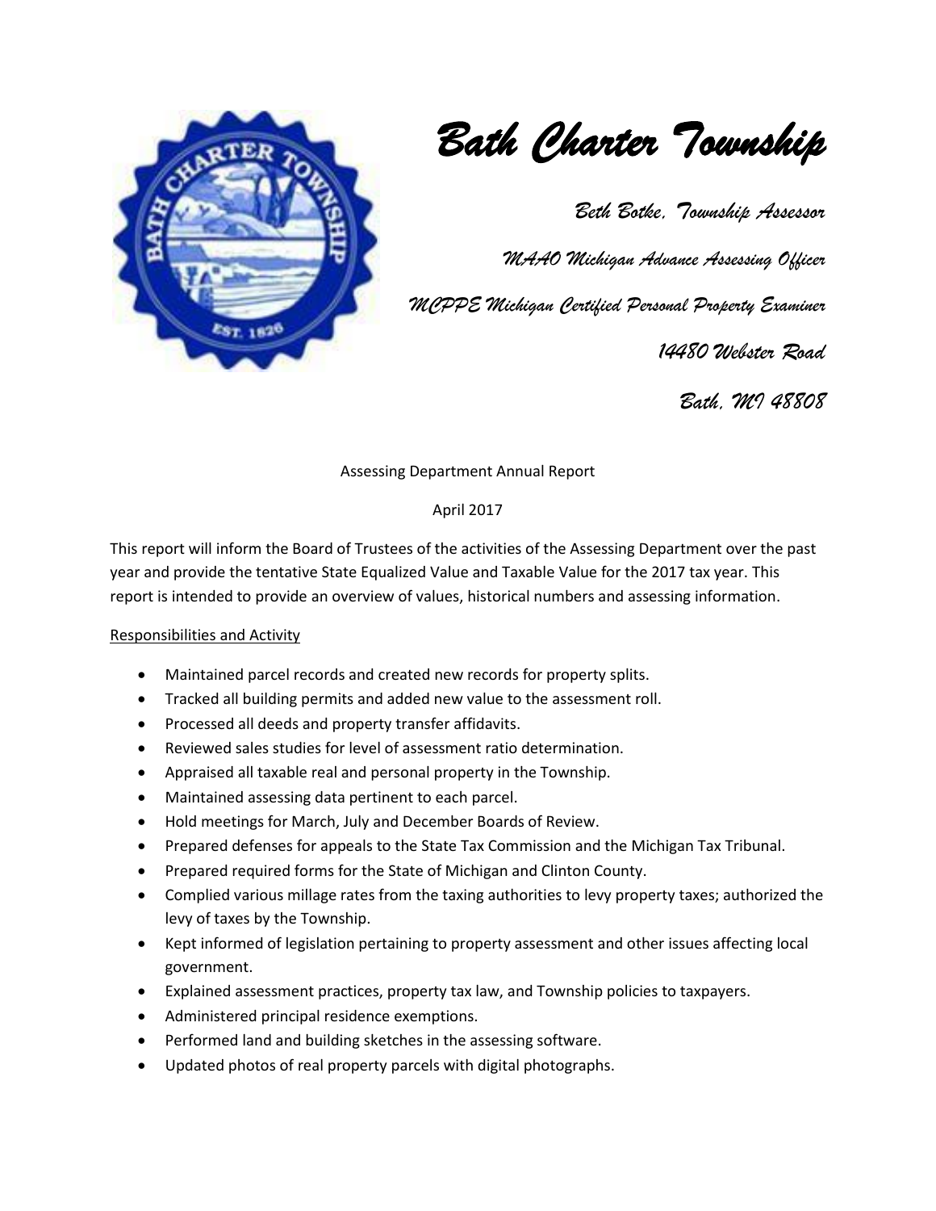# Bath Charter Township

*Beth Botke, Township Assessor*

*MAAO Michigan Advance Assessing Officer*

*MCPPE Michigan Certified Personal Property Examiner*

*14480 Webster Road*

*Bath, MI 48808*

Assessing Department Annual Report

April 2017

This report will inform the Board of Trustees of the activities of the Assessing Department over the past year and provide the tentative State Equalized Value and Taxable Value for the 2017 tax year. This report is intended to provide an overview of values, historical numbers and assessing information.

## Responsibilities and Activity

- Maintained parcel records and created new records for property splits.
- Tracked all building permits and added new value to the assessment roll.
- Processed all deeds and property transfer affidavits.
- Reviewed sales studies for level of assessment ratio determination.
- Appraised all taxable real and personal property in the Township.
- Maintained assessing data pertinent to each parcel.
- Hold meetings for March, July and December Boards of Review.
- Prepared defenses for appeals to the State Tax Commission and the Michigan Tax Tribunal.
- Prepared required forms for the State of Michigan and Clinton County.
- Complied various millage rates from the taxing authorities to levy property taxes; authorized the levy of taxes by the Township.
- Kept informed of legislation pertaining to property assessment and other issues affecting local government.
- Explained assessment practices, property tax law, and Township policies to taxpayers.
- Administered principal residence exemptions.
- Performed land and building sketches in the assessing software.
- Updated photos of real property parcels with digital photographs.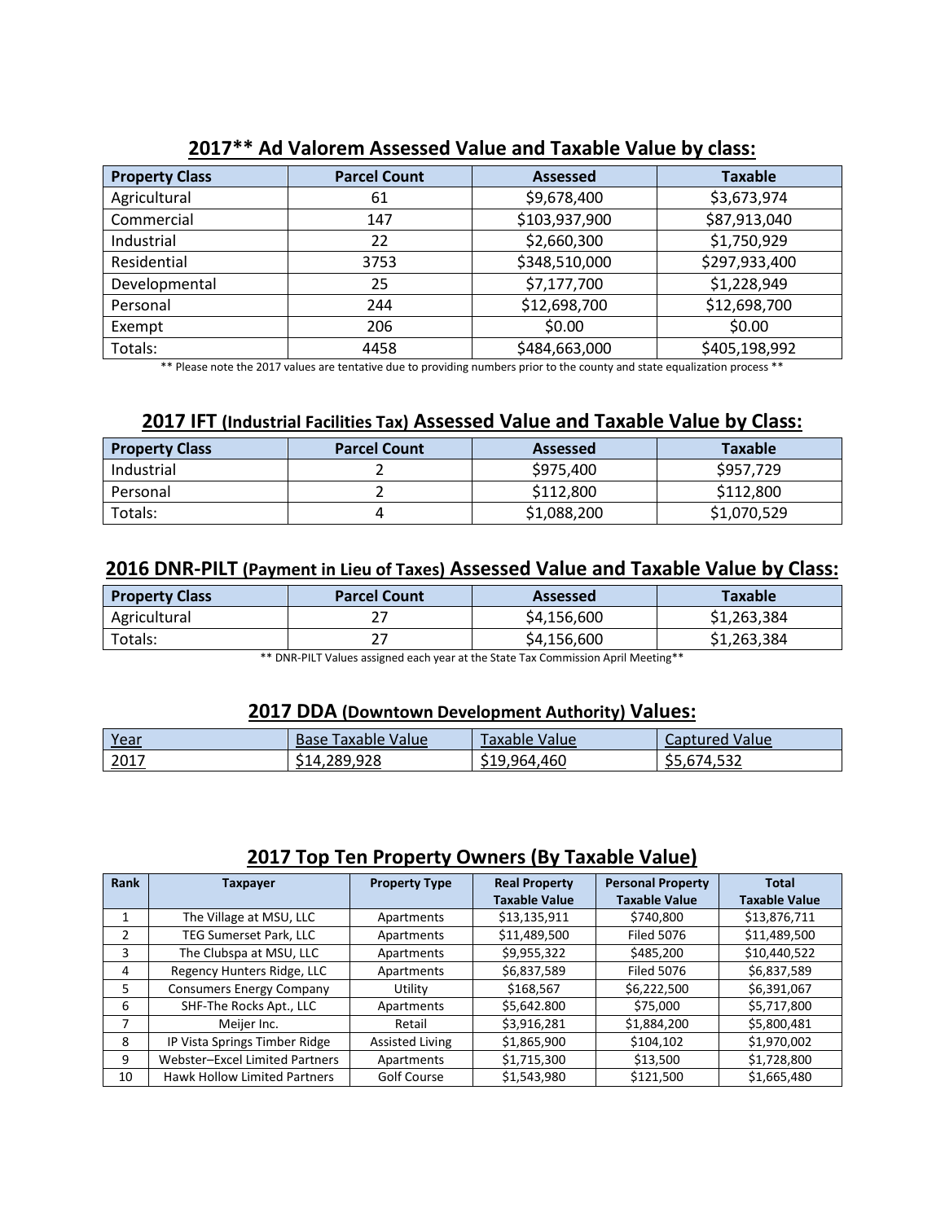## 2017** Ad Valorem Assessed Value and Taxable Value by class:

| Property Class | Parcel Count | Assessed | Taxable |
|---|---|---|---|
| Agricultural | 61 | $9,678,400 | $3,673,974 |
| Commercial | 147 | $103,937,900 | $87,913,040 |
| Industrial | 22 | $2,660,300 | $1,750,929 |
| Residential | 3753 | $348,510,000 | $297,933,400 |
| Developmental | 25 | $7,177,700 | $1,228,949 |
| Personal | 244 | $12,698,700 | $12,698,700 |
| Exempt | 206 | $0.00 | $0.00 |
| Totals: | 4458 | $484,663,000 | $405,198,992 |

** Please note the 2017 values are tentative due to providing numbers prior to the county and state equalization process **

## 2017 IFT (Industrial Facilities Tax) Assessed Value and Taxable Value by Class:

| Property Class | Parcel Count | Assessed | Taxable |
|---|---|---|---|
| Industrial | 2 | $975,400 | $957,729 |
| Personal | 2 | $112,800 | $112,800 |
| Totals: | 4 | $1,088,200 | $1,070,529 |

## 2016 DNR-PILT (Payment in Lieu of Taxes) Assessed Value and Taxable Value by Class:

| Property Class | Parcel Count | Assessed | Taxable |
|---|---|---|---|
| Agricultural | 27 | $4,156,600 | $1,263,384 |
| Totals: | 27 | $4,156,600 | $1,263,384 |

** DNR-PILT Values assigned each year at the State Tax Commission April Meeting**

## 2017 DDA (Downtown Development Authority) Values:

| Year | Base Taxable Value | Taxable Value | Captured Value |
|---|---|---|---|
| 2017 | $14,289,928 | $19,964,460 | $5,674,532 |

## 2017 Top Ten Property Owners (By Taxable Value)

| Rank | Taxpayer | Property Type | Real Property Taxable Value | Personal Property Taxable Value | Total Taxable Value |
|---|---|---|---|---|---|
| 1 | The Village at MSU, LLC | Apartments | $13,135,911 | $740,800 | $13,876,711 |
| 2 | TEG Sumerset Park, LLC | Apartments | $11,489,500 | Filed 5076 | $11,489,500 |
| 3 | The Clubspa at MSU, LLC | Apartments | $9,955,322 | $485,200 | $10,440,522 |
| 4 | Regency Hunters Ridge, LLC | Apartments | $6,837,589 | Filed 5076 | $6,837,589 |
| 5 | Consumers Energy Company | Utility | $168,567 | $6,222,500 | $6,391,067 |
| 6 | SHF-The Rocks Apt., LLC | Apartments | $5,642.800 | $75,000 | $5,717,800 |
| 7 | Meijer Inc. | Retail | $3,916,281 | $1,884,200 | $5,800,481 |
| 8 | IP Vista Springs Timber Ridge | Assisted Living | $1,865,900 | $104,102 | $1,970,002 |
| 9 | Webster–Excel Limited Partners | Apartments | $1,715,300 | $13,500 | $1,728,800 |
| 10 | Hawk Hollow Limited Partners | Golf Course | $1,543,980 | $121,500 | $1,665,480 |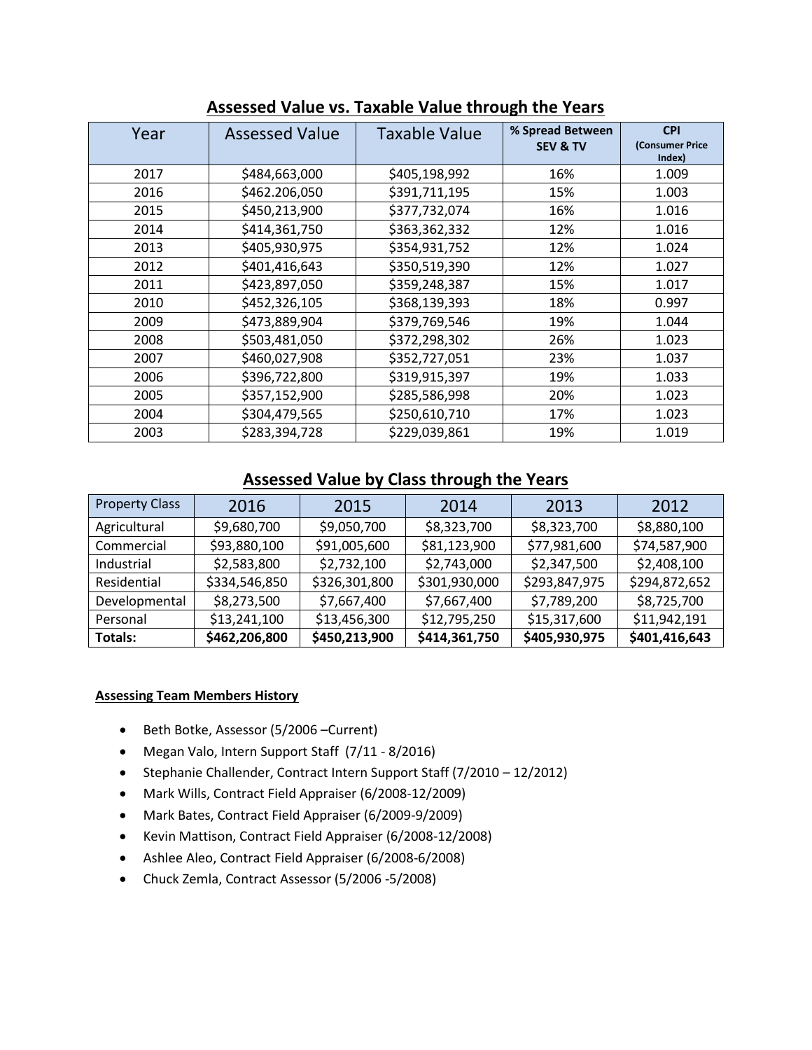## Assessed Value vs. Taxable Value through the Years

| Year | Assessed Value | Taxable Value | % Spread Between SEV & TV | CPI (Consumer Price Index) |
|---|---|---|---|---|
| 2017 | $484,663,000 | $405,198,992 | 16% | 1.009 |
| 2016 | $462.206,050 | $391,711,195 | 15% | 1.003 |
| 2015 | $450,213,900 | $377,732,074 | 16% | 1.016 |
| 2014 | $414,361,750 | $363,362,332 | 12% | 1.016 |
| 2013 | $405,930,975 | $354,931,752 | 12% | 1.024 |
| 2012 | $401,416,643 | $350,519,390 | 12% | 1.027 |
| 2011 | $423,897,050 | $359,248,387 | 15% | 1.017 |
| 2010 | $452,326,105 | $368,139,393 | 18% | 0.997 |
| 2009 | $473,889,904 | $379,769,546 | 19% | 1.044 |
| 2008 | $503,481,050 | $372,298,302 | 26% | 1.023 |
| 2007 | $460,027,908 | $352,727,051 | 23% | 1.037 |
| 2006 | $396,722,800 | $319,915,397 | 19% | 1.033 |
| 2005 | $357,152,900 | $285,586,998 | 20% | 1.023 |
| 2004 | $304,479,565 | $250,610,710 | 17% | 1.023 |
| 2003 | $283,394,728 | $229,039,861 | 19% | 1.019 |

## Assessed Value by Class through the Years

| Property Class | 2016 | 2015 | 2014 | 2013 | 2012 |
|---|---|---|---|---|---|
| Agricultural | $9,680,700 | $9,050,700 | $8,323,700 | $8,323,700 | $8,880,100 |
| Commercial | $93,880,100 | $91,005,600 | $81,123,900 | $77,981,600 | $74,587,900 |
| Industrial | $2,583,800 | $2,732,100 | $2,743,000 | $2,347,500 | $2,408,100 |
| Residential | $334,546,850 | $326,301,800 | $301,930,000 | $293,847,975 | $294,872,652 |
| Developmental | $8,273,500 | $7,667,400 | $7,667,400 | $7,789,200 | $8,725,700 |
| Personal | $13,241,100 | $13,456,300 | $12,795,250 | $15,317,600 | $11,942,191 |
| **Totals:** | **$462,206,800** | **$450,213,900** | **$414,361,750** | **$405,930,975** | **$401,416,643** |

**Assessing Team Members History**

- Beth Botke, Assessor (5/2006 –Current)
- Megan Valo, Intern Support Staff (7/11 - 8/2016)
- Stephanie Challender, Contract Intern Support Staff (7/2010 – 12/2012)
- Mark Wills, Contract Field Appraiser (6/2008-12/2009)
- Mark Bates, Contract Field Appraiser (6/2009-9/2009)
- Kevin Mattison, Contract Field Appraiser (6/2008-12/2008)
- Ashlee Aleo, Contract Field Appraiser (6/2008-6/2008)
- Chuck Zemla, Contract Assessor (5/2006 -5/2008)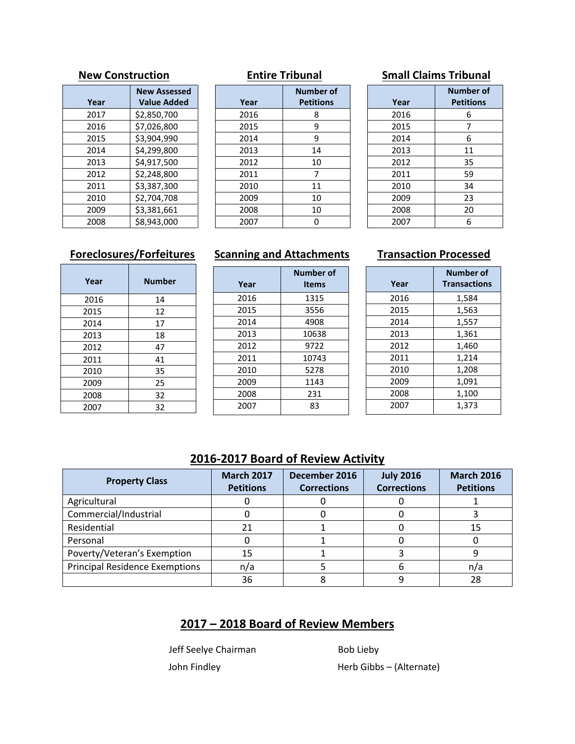### New Construction

| Year | New Assessed Value Added |
|---|---|
| 2017 | $2,850,700 |
| 2016 | $7,026,800 |
| 2015 | $3,904,990 |
| 2014 | $4,299,800 |
| 2013 | $4,917,500 |
| 2012 | $2,248,800 |
| 2011 | $3,387,300 |
| 2010 | $2,704,708 |
| 2009 | $3,381,661 |
| 2008 | $8,943,000 |

### Entire Tribunal

| Year | Number of Petitions |
|---|---|
| 2016 | 8 |
| 2015 | 9 |
| 2014 | 9 |
| 2013 | 14 |
| 2012 | 10 |
| 2011 | 7 |
| 2010 | 11 |
| 2009 | 10 |
| 2008 | 10 |
| 2007 | 0 |

### Small Claims Tribunal

| Year | Number of Petitions |
|---|---|
| 2016 | 6 |
| 2015 | 7 |
| 2014 | 6 |
| 2013 | 11 |
| 2012 | 35 |
| 2011 | 59 |
| 2010 | 34 |
| 2009 | 23 |
| 2008 | 20 |
| 2007 | 6 |

### Foreclosures/Forfeitures

| Year | Number |
|---|---|
| 2016 | 14 |
| 2015 | 12 |
| 2014 | 17 |
| 2013 | 18 |
| 2012 | 47 |
| 2011 | 41 |
| 2010 | 35 |
| 2009 | 25 |
| 2008 | 32 |
| 2007 | 32 |

### Scanning and Attachments

| Year | Number of Items |
|---|---|
| 2016 | 1315 |
| 2015 | 3556 |
| 2014 | 4908 |
| 2013 | 10638 |
| 2012 | 9722 |
| 2011 | 10743 |
| 2010 | 5278 |
| 2009 | 1143 |
| 2008 | 231 |
| 2007 | 83 |

### Transaction Processed

| Year | Number of Transactions |
|---|---|
| 2016 | 1,584 |
| 2015 | 1,563 |
| 2014 | 1,557 |
| 2013 | 1,361 |
| 2012 | 1,460 |
| 2011 | 1,214 |
| 2010 | 1,208 |
| 2009 | 1,091 |
| 2008 | 1,100 |
| 2007 | 1,373 |

## 2016-2017 Board of Review Activity

| Property Class | March 2017 Petitions | December 2016 Corrections | July 2016 Corrections | March 2016 Petitions |
|---|---|---|---|---|
| Agricultural | 0 | 0 | 0 | 1 |
| Commercial/Industrial | 0 | 0 | 0 | 3 |
| Residential | 21 | 1 | 0 | 15 |
| Personal | 0 | 1 | 0 | 0 |
| Poverty/Veteran's Exemption | 15 | 1 | 3 | 9 |
| Principal Residence Exemptions | n/a | 5 | 6 | n/a |
| | 36 | 8 | 9 | 28 |

## 2017 – 2018 Board of Review Members

Jeff Seelye Chairman

John Findley

Bob Lieby

Herb Gibbs – (Alternate)